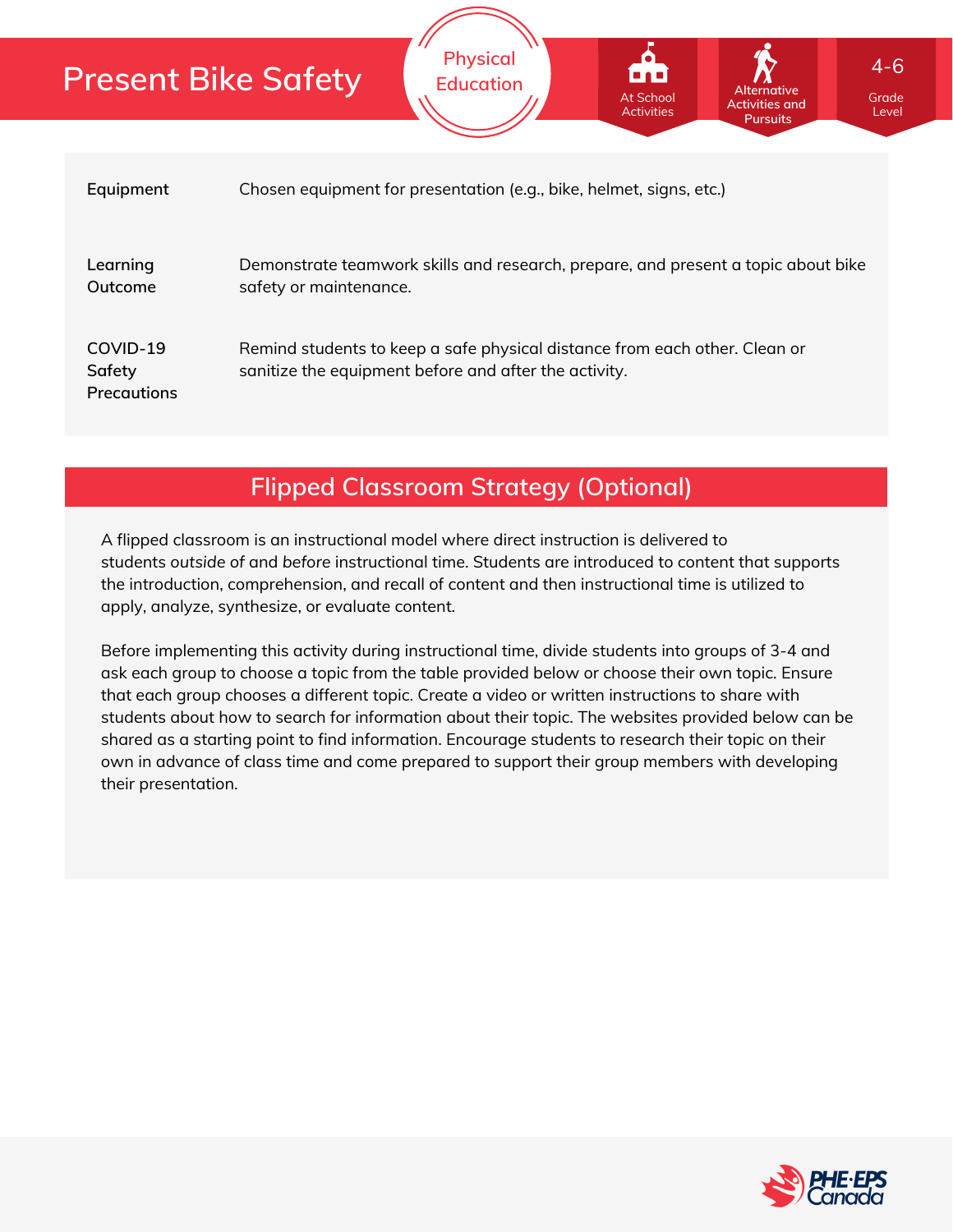# Present Bike Safety

Physical Education

At School Activities

Alternative Activities and Pursuits

4-6 Grade Level

| | |
|---|---|
| **Equipment** | Chosen equipment for presentation (e.g., bike, helmet, signs, etc.) |
| **Learning Outcome** | Demonstrate teamwork skills and research, prepare, and present a topic about bike safety or maintenance. |
| **COVID-19 Safety Precautions** | Remind students to keep a safe physical distance from each other. Clean or sanitize the equipment before and after the activity. |

## Flipped Classroom Strategy (Optional)

A flipped classroom is an instructional model where direct instruction is delivered to students *outside* of and *before* instructional time. Students are introduced to content that supports the introduction, comprehension, and recall of content and then instructional time is utilized to apply, analyze, synthesize, or evaluate content.

Before implementing this activity during instructional time, divide students into groups of 3-4 and ask each group to choose a topic from the table provided below or choose their own topic. Ensure that each group chooses a different topic. Create a video or written instructions to share with students about how to search for information about their topic. The websites provided below can be shared as a starting point to find information. Encourage students to research their topic on their own in advance of class time and come prepared to support their group members with developing their presentation.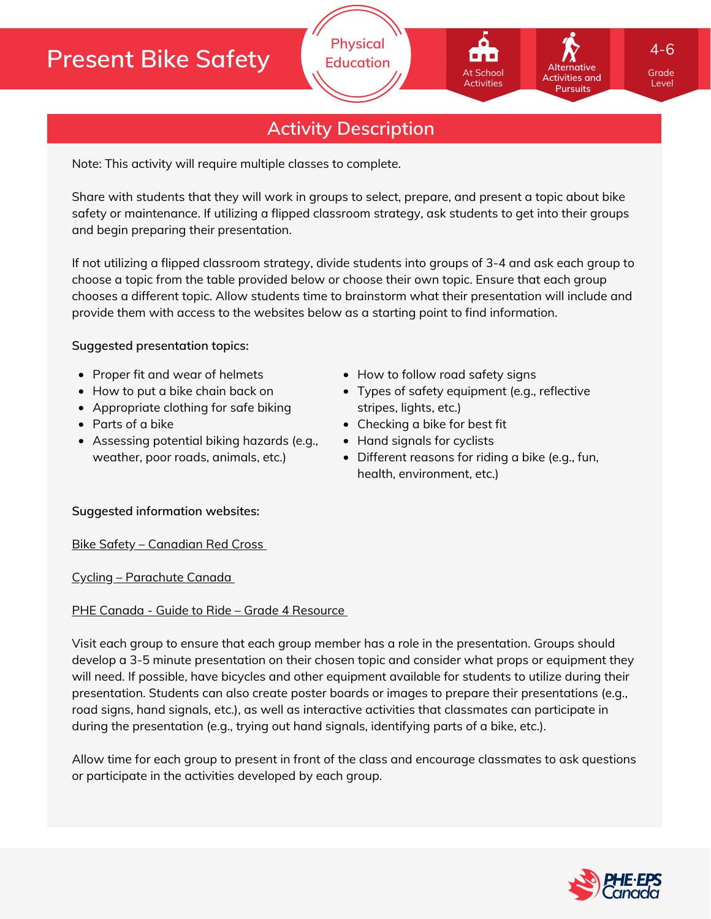# Present Bike Safety

Physical Education

At School Activities

Alternative Activities and Pursuits

4-6 Grade Level

## Activity Description

Note: This activity will require multiple classes to complete.

Share with students that they will work in groups to select, prepare, and present a topic about bike safety or maintenance. If utilizing a flipped classroom strategy, ask students to get into their groups and begin preparing their presentation.

If not utilizing a flipped classroom strategy, divide students into groups of 3-4 and ask each group to choose a topic from the table provided below or choose their own topic. Ensure that each group chooses a different topic. Allow students time to brainstorm what their presentation will include and provide them with access to the websites below as a starting point to find information.

**Suggested presentation topics:**

- Proper fit and wear of helmets
- How to put a bike chain back on
- Appropriate clothing for safe biking
- Parts of a bike
- Assessing potential biking hazards (e.g., weather, poor roads, animals, etc.)
- How to follow road safety signs
- Types of safety equipment (e.g., reflective stripes, lights, etc.)
- Checking a bike for best fit
- Hand signals for cyclists
- Different reasons for riding a bike (e.g., fun, health, environment, etc.)

**Suggested information websites:**

Bike Safety – Canadian Red Cross

Cycling – Parachute Canada

PHE Canada - Guide to Ride – Grade 4 Resource

Visit each group to ensure that each group member has a role in the presentation. Groups should develop a 3-5 minute presentation on their chosen topic and consider what props or equipment they will need. If possible, have bicycles and other equipment available for students to utilize during their presentation. Students can also create poster boards or images to prepare their presentations (e.g., road signs, hand signals, etc.), as well as interactive activities that classmates can participate in during the presentation (e.g., trying out hand signals, identifying parts of a bike, etc.).

Allow time for each group to present in front of the class and encourage classmates to ask questions or participate in the activities developed by each group.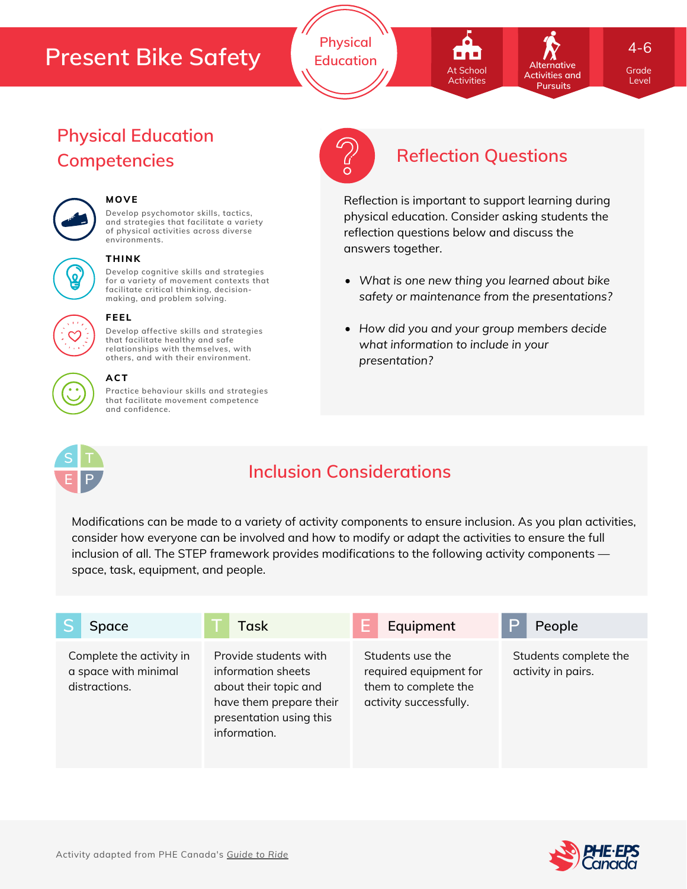# Present Bike Safety

Physical Education

At School Activities | Alternative Activities and Pursuits | 4-6 Grade Level

## Physical Education Competencies

**MOVE**
Develop psychomotor skills, tactics, and strategies that facilitate a variety of physical activities across diverse environments.

**THINK**
Develop cognitive skills and strategies for a variety of movement contexts that facilitate critical thinking, decision-making, and problem solving.

**FEEL**
Develop affective skills and strategies that facilitate healthy and safe relationships with themselves, with others, and with their environment.

**ACT**
Practice behaviour skills and strategies that facilitate movement competence and confidence.

## Reflection Questions

Reflection is important to support learning during physical education. Consider asking students the reflection questions below and discuss the answers together.

- *What is one new thing you learned about bike safety or maintenance from the presentations?*
- *How did you and your group members decide what information to include in your presentation?*

## Inclusion Considerations

Modifications can be made to a variety of activity components to ensure inclusion. As you plan activities, consider how everyone can be involved and how to modify or adapt the activities to ensure the full inclusion of all. The STEP framework provides modifications to the following activity components — space, task, equipment, and people.

| S Space | T Task | E Equipment | P People |
|---|---|---|---|
| Complete the activity in a space with minimal distractions. | Provide students with information sheets about their topic and have them prepare their presentation using this information. | Students use the required equipment for them to complete the activity successfully. | Students complete the activity in pairs. |

Activity adapted from PHE Canada's Guide to Ride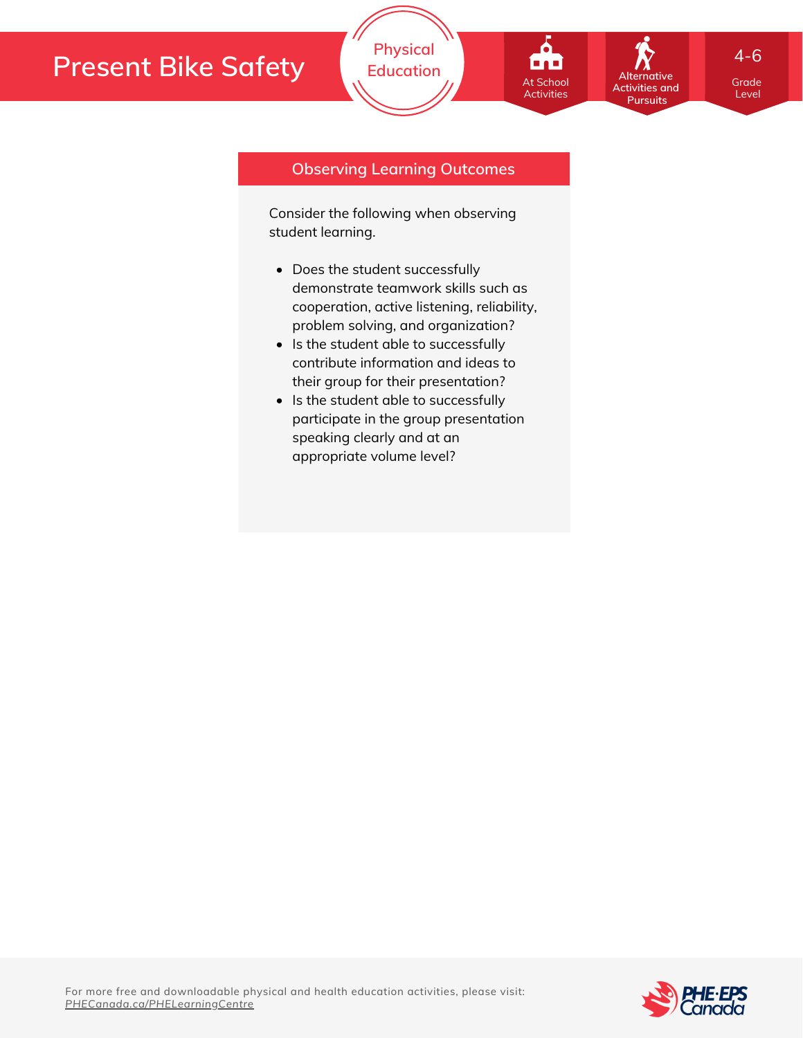# Present Bike Safety

Physical Education

At School Activities

Alternative Activities and Pursuits

4-6 Grade Level

## Observing Learning Outcomes

Consider the following when observing student learning.

- Does the student successfully demonstrate teamwork skills such as cooperation, active listening, reliability, problem solving, and organization?
- Is the student able to successfully contribute information and ideas to their group for their presentation?
- Is the student able to successfully participate in the group presentation speaking clearly and at an appropriate volume level?